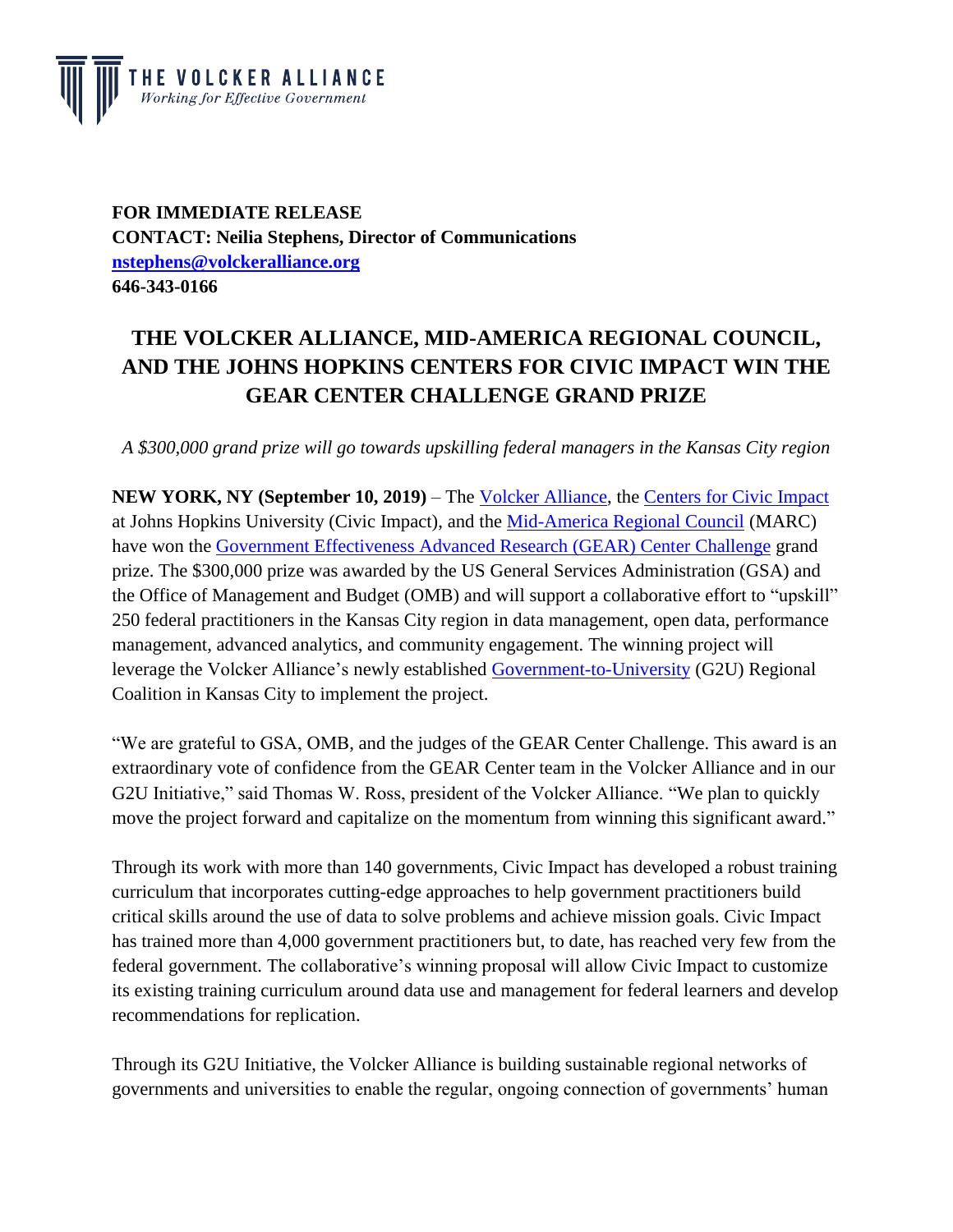THE VOLCKER ALLIANCE
*Working for Effective Government*

**FOR IMMEDIATE RELEASE**
**CONTACT: Neilia Stephens, Director of Communications**
**nstephens@volckeralliance.org**
**646-343-0166**

# THE VOLCKER ALLIANCE, MID-AMERICA REGIONAL COUNCIL, AND THE JOHNS HOPKINS CENTERS FOR CIVIC IMPACT WIN THE GEAR CENTER CHALLENGE GRAND PRIZE

*A $300,000 grand prize will go towards upskilling federal managers in the Kansas City region*

**NEW YORK, NY (September 10, 2019)** – The Volcker Alliance, the Centers for Civic Impact at Johns Hopkins University (Civic Impact), and the Mid-America Regional Council (MARC) have won the Government Effectiveness Advanced Research (GEAR) Center Challenge grand prize. The $300,000 prize was awarded by the US General Services Administration (GSA) and the Office of Management and Budget (OMB) and will support a collaborative effort to "upskill" 250 federal practitioners in the Kansas City region in data management, open data, performance management, advanced analytics, and community engagement. The winning project will leverage the Volcker Alliance's newly established Government-to-University (G2U) Regional Coalition in Kansas City to implement the project.

"We are grateful to GSA, OMB, and the judges of the GEAR Center Challenge. This award is an extraordinary vote of confidence from the GEAR Center team in the Volcker Alliance and in our G2U Initiative," said Thomas W. Ross, president of the Volcker Alliance. "We plan to quickly move the project forward and capitalize on the momentum from winning this significant award."

Through its work with more than 140 governments, Civic Impact has developed a robust training curriculum that incorporates cutting-edge approaches to help government practitioners build critical skills around the use of data to solve problems and achieve mission goals. Civic Impact has trained more than 4,000 government practitioners but, to date, has reached very few from the federal government. The collaborative's winning proposal will allow Civic Impact to customize its existing training curriculum around data use and management for federal learners and develop recommendations for replication.

Through its G2U Initiative, the Volcker Alliance is building sustainable regional networks of governments and universities to enable the regular, ongoing connection of governments' human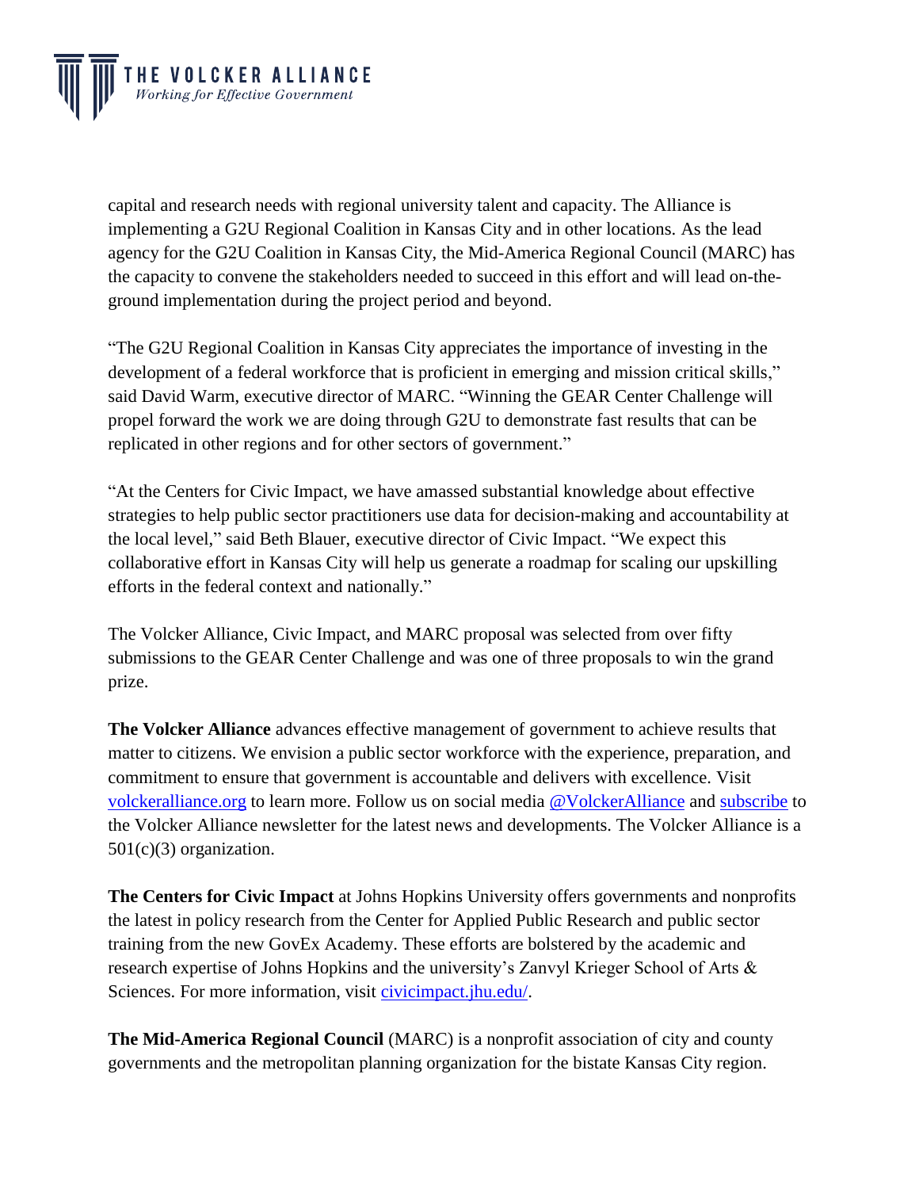capital and research needs with regional university talent and capacity. The Alliance is implementing a G2U Regional Coalition in Kansas City and in other locations. As the lead agency for the G2U Coalition in Kansas City, the Mid-America Regional Council (MARC) has the capacity to convene the stakeholders needed to succeed in this effort and will lead on-the-ground implementation during the project period and beyond.

"The G2U Regional Coalition in Kansas City appreciates the importance of investing in the development of a federal workforce that is proficient in emerging and mission critical skills," said David Warm, executive director of MARC. "Winning the GEAR Center Challenge will propel forward the work we are doing through G2U to demonstrate fast results that can be replicated in other regions and for other sectors of government."

"At the Centers for Civic Impact, we have amassed substantial knowledge about effective strategies to help public sector practitioners use data for decision-making and accountability at the local level," said Beth Blauer, executive director of Civic Impact. "We expect this collaborative effort in Kansas City will help us generate a roadmap for scaling our upskilling efforts in the federal context and nationally."

The Volcker Alliance, Civic Impact, and MARC proposal was selected from over fifty submissions to the GEAR Center Challenge and was one of three proposals to win the grand prize.

**The Volcker Alliance** advances effective management of government to achieve results that matter to citizens. We envision a public sector workforce with the experience, preparation, and commitment to ensure that government is accountable and delivers with excellence. Visit [volckeralliance.org](volckeralliance.org) to learn more. Follow us on social media [@VolckerAlliance]() and [subscribe]() to the Volcker Alliance newsletter for the latest news and developments. The Volcker Alliance is a 501(c)(3) organization.

**The Centers for Civic Impact** at Johns Hopkins University offers governments and nonprofits the latest in policy research from the Center for Applied Public Research and public sector training from the new GovEx Academy. These efforts are bolstered by the academic and research expertise of Johns Hopkins and the university's Zanvyl Krieger School of Arts & Sciences. For more information, visit [civicimpact.jhu.edu/](civicimpact.jhu.edu/).

**The Mid-America Regional Council** (MARC) is a nonprofit association of city and county governments and the metropolitan planning organization for the bistate Kansas City region.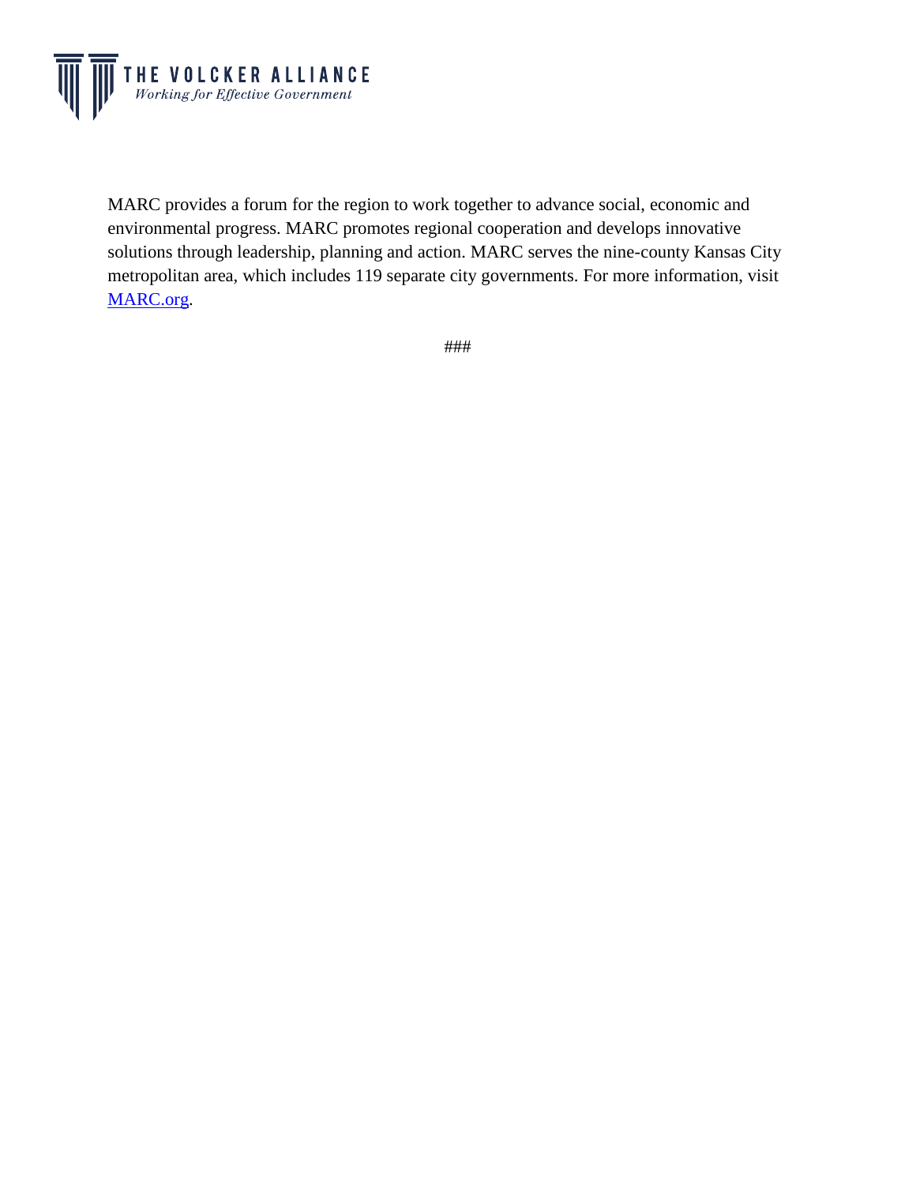MARC provides a forum for the region to work together to advance social, economic and environmental progress. MARC promotes regional cooperation and develops innovative solutions through leadership, planning and action. MARC serves the nine-county Kansas City metropolitan area, which includes 119 separate city governments. For more information, visit [MARC.org](http://MARC.org).

###